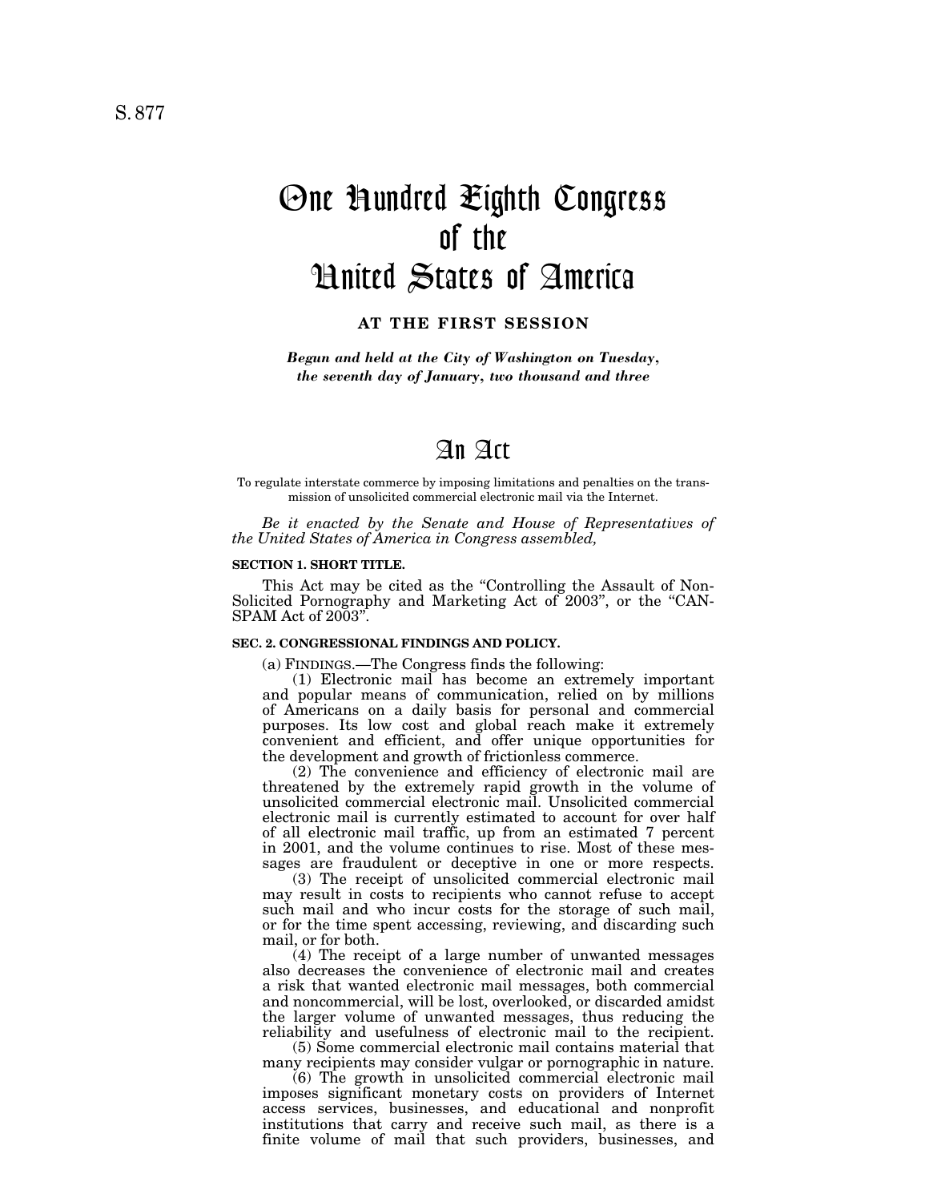S. 877

# One Hundred Eighth Congress of the United States of America

**AT THE FIRST SESSION**

***Begun and held at the City of Washington on Tuesday, the seventh day of January, two thousand and three***

# An Act

To regulate interstate commerce by imposing limitations and penalties on the transmission of unsolicited commercial electronic mail via the Internet.

*Be it enacted by the Senate and House of Representatives of the United States of America in Congress assembled,*

**SECTION 1. SHORT TITLE.**

This Act may be cited as the "Controlling the Assault of Non-Solicited Pornography and Marketing Act of 2003", or the "CAN-SPAM Act of 2003".

**SEC. 2. CONGRESSIONAL FINDINGS AND POLICY.**

(a) FINDINGS.—The Congress finds the following:

(1) Electronic mail has become an extremely important and popular means of communication, relied on by millions of Americans on a daily basis for personal and commercial purposes. Its low cost and global reach make it extremely convenient and efficient, and offer unique opportunities for the development and growth of frictionless commerce.

(2) The convenience and efficiency of electronic mail are threatened by the extremely rapid growth in the volume of unsolicited commercial electronic mail. Unsolicited commercial electronic mail is currently estimated to account for over half of all electronic mail traffic, up from an estimated 7 percent in 2001, and the volume continues to rise. Most of these messages are fraudulent or deceptive in one or more respects.

(3) The receipt of unsolicited commercial electronic mail may result in costs to recipients who cannot refuse to accept such mail and who incur costs for the storage of such mail, or for the time spent accessing, reviewing, and discarding such mail, or for both.

(4) The receipt of a large number of unwanted messages also decreases the convenience of electronic mail and creates a risk that wanted electronic mail messages, both commercial and noncommercial, will be lost, overlooked, or discarded amidst the larger volume of unwanted messages, thus reducing the reliability and usefulness of electronic mail to the recipient.

(5) Some commercial electronic mail contains material that many recipients may consider vulgar or pornographic in nature.

(6) The growth in unsolicited commercial electronic mail imposes significant monetary costs on providers of Internet access services, businesses, and educational and nonprofit institutions that carry and receive such mail, as there is a finite volume of mail that such providers, businesses, and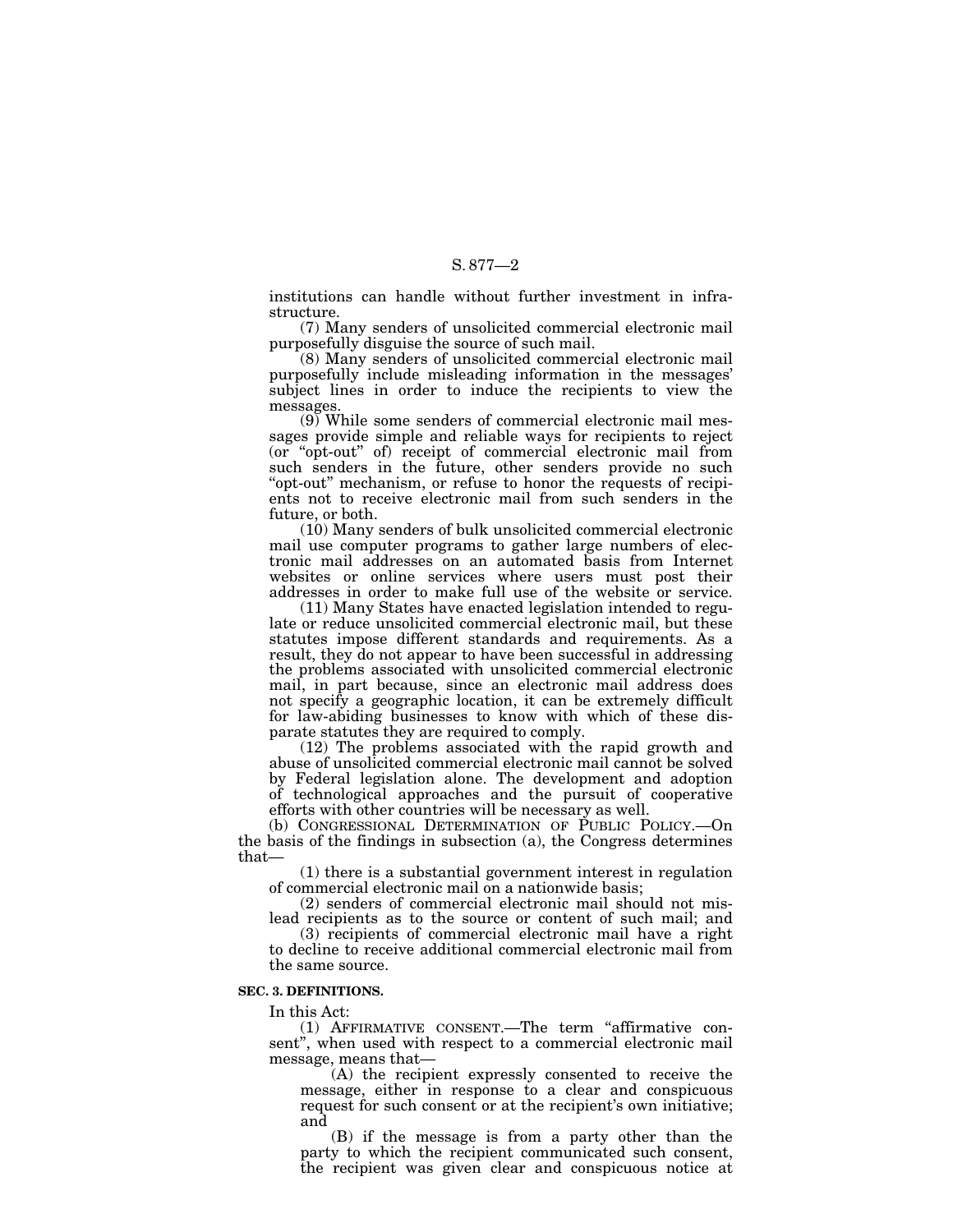institutions can handle without further investment in infrastructure.

(7) Many senders of unsolicited commercial electronic mail purposefully disguise the source of such mail.

(8) Many senders of unsolicited commercial electronic mail purposefully include misleading information in the messages' subject lines in order to induce the recipients to view the messages.

(9) While some senders of commercial electronic mail messages provide simple and reliable ways for recipients to reject (or "opt-out" of) receipt of commercial electronic mail from such senders in the future, other senders provide no such "opt-out" mechanism, or refuse to honor the requests of recipients not to receive electronic mail from such senders in the future, or both.

(10) Many senders of bulk unsolicited commercial electronic mail use computer programs to gather large numbers of electronic mail addresses on an automated basis from Internet websites or online services where users must post their addresses in order to make full use of the website or service.

(11) Many States have enacted legislation intended to regulate or reduce unsolicited commercial electronic mail, but these statutes impose different standards and requirements. As a result, they do not appear to have been successful in addressing the problems associated with unsolicited commercial electronic mail, in part because, since an electronic mail address does not specify a geographic location, it can be extremely difficult for law-abiding businesses to know with which of these disparate statutes they are required to comply.

(12) The problems associated with the rapid growth and abuse of unsolicited commercial electronic mail cannot be solved by Federal legislation alone. The development and adoption of technological approaches and the pursuit of cooperative efforts with other countries will be necessary as well.

(b) CONGRESSIONAL DETERMINATION OF PUBLIC POLICY.—On the basis of the findings in subsection (a), the Congress determines that—

(1) there is a substantial government interest in regulation of commercial electronic mail on a nationwide basis;

(2) senders of commercial electronic mail should not mislead recipients as to the source or content of such mail; and

(3) recipients of commercial electronic mail have a right to decline to receive additional commercial electronic mail from the same source.

**SEC. 3. DEFINITIONS.**

In this Act:

(1) AFFIRMATIVE CONSENT.—The term "affirmative consent", when used with respect to a commercial electronic mail message, means that—

(A) the recipient expressly consented to receive the message, either in response to a clear and conspicuous request for such consent or at the recipient's own initiative; and

(B) if the message is from a party other than the party to which the recipient communicated such consent, the recipient was given clear and conspicuous notice at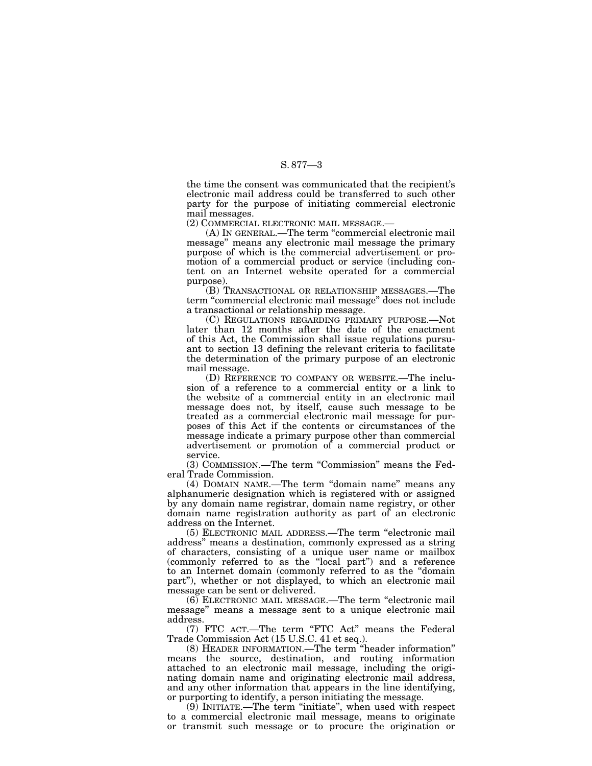the time the consent was communicated that the recipient's electronic mail address could be transferred to such other party for the purpose of initiating commercial electronic mail messages.

(2) COMMERCIAL ELECTRONIC MAIL MESSAGE.—

(A) IN GENERAL.—The term "commercial electronic mail message" means any electronic mail message the primary purpose of which is the commercial advertisement or promotion of a commercial product or service (including content on an Internet website operated for a commercial purpose).

(B) TRANSACTIONAL OR RELATIONSHIP MESSAGES.—The term "commercial electronic mail message" does not include a transactional or relationship message.

(C) REGULATIONS REGARDING PRIMARY PURPOSE.—Not later than 12 months after the date of the enactment of this Act, the Commission shall issue regulations pursuant to section 13 defining the relevant criteria to facilitate the determination of the primary purpose of an electronic mail message.

(D) REFERENCE TO COMPANY OR WEBSITE.—The inclusion of a reference to a commercial entity or a link to the website of a commercial entity in an electronic mail message does not, by itself, cause such message to be treated as a commercial electronic mail message for purposes of this Act if the contents or circumstances of the message indicate a primary purpose other than commercial advertisement or promotion of a commercial product or service.

(3) COMMISSION.—The term "Commission" means the Federal Trade Commission.

(4) DOMAIN NAME.—The term "domain name" means any alphanumeric designation which is registered with or assigned by any domain name registrar, domain name registry, or other domain name registration authority as part of an electronic address on the Internet.

(5) ELECTRONIC MAIL ADDRESS.—The term "electronic mail address" means a destination, commonly expressed as a string of characters, consisting of a unique user name or mailbox (commonly referred to as the "local part") and a reference to an Internet domain (commonly referred to as the "domain part"), whether or not displayed, to which an electronic mail message can be sent or delivered.

(6) ELECTRONIC MAIL MESSAGE.—The term "electronic mail message" means a message sent to a unique electronic mail address.

(7) FTC ACT.—The term "FTC Act" means the Federal Trade Commission Act (15 U.S.C. 41 et seq.).

(8) HEADER INFORMATION.—The term "header information" means the source, destination, and routing information attached to an electronic mail message, including the originating domain name and originating electronic mail address, and any other information that appears in the line identifying, or purporting to identify, a person initiating the message.

(9) INITIATE.—The term "initiate", when used with respect to a commercial electronic mail message, means to originate or transmit such message or to procure the origination or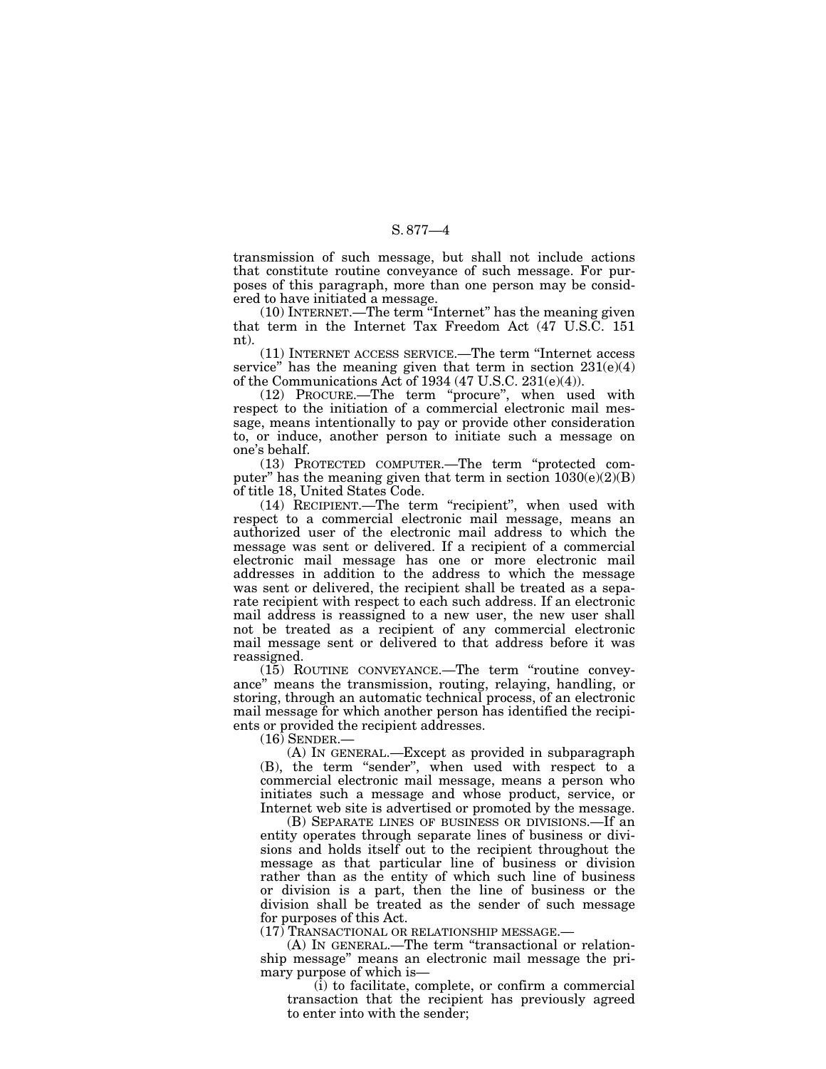transmission of such message, but shall not include actions that constitute routine conveyance of such message. For purposes of this paragraph, more than one person may be considered to have initiated a message.

(10) INTERNET.—The term "Internet" has the meaning given that term in the Internet Tax Freedom Act (47 U.S.C. 151 nt).

(11) INTERNET ACCESS SERVICE.—The term "Internet access service" has the meaning given that term in section 231(e)(4) of the Communications Act of 1934 (47 U.S.C. 231(e)(4)).

(12) PROCURE.—The term "procure", when used with respect to the initiation of a commercial electronic mail message, means intentionally to pay or provide other consideration to, or induce, another person to initiate such a message on one's behalf.

(13) PROTECTED COMPUTER.—The term "protected computer" has the meaning given that term in section 1030(e)(2)(B) of title 18, United States Code.

(14) RECIPIENT.—The term "recipient", when used with respect to a commercial electronic mail message, means an authorized user of the electronic mail address to which the message was sent or delivered. If a recipient of a commercial electronic mail message has one or more electronic mail addresses in addition to the address to which the message was sent or delivered, the recipient shall be treated as a separate recipient with respect to each such address. If an electronic mail address is reassigned to a new user, the new user shall not be treated as a recipient of any commercial electronic mail message sent or delivered to that address before it was reassigned.

(15) ROUTINE CONVEYANCE.—The term "routine conveyance" means the transmission, routing, relaying, handling, or storing, through an automatic technical process, of an electronic mail message for which another person has identified the recipients or provided the recipient addresses.

(16) SENDER.—

(A) IN GENERAL.—Except as provided in subparagraph (B), the term "sender", when used with respect to a commercial electronic mail message, means a person who initiates such a message and whose product, service, or Internet web site is advertised or promoted by the message.

(B) SEPARATE LINES OF BUSINESS OR DIVISIONS.—If an entity operates through separate lines of business or divisions and holds itself out to the recipient throughout the message as that particular line of business or division rather than as the entity of which such line of business or division is a part, then the line of business or the division shall be treated as the sender of such message for purposes of this Act.

(17) TRANSACTIONAL OR RELATIONSHIP MESSAGE.—

(A) IN GENERAL.—The term "transactional or relationship message" means an electronic mail message the primary purpose of which is—

(i) to facilitate, complete, or confirm a commercial transaction that the recipient has previously agreed to enter into with the sender;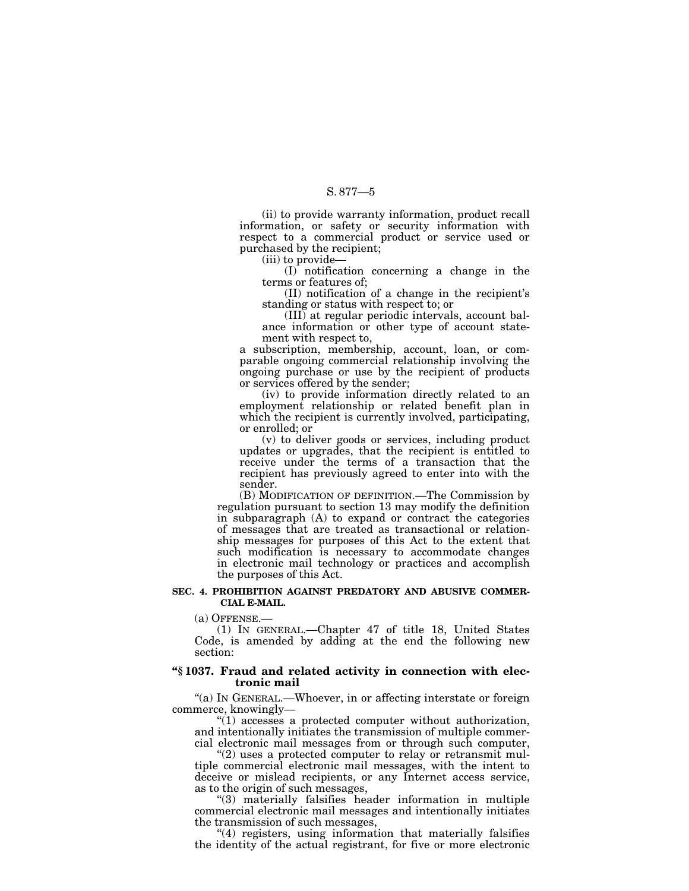(ii) to provide warranty information, product recall information, or safety or security information with respect to a commercial product or service used or purchased by the recipient;

(iii) to provide—

(I) notification concerning a change in the terms or features of;

(II) notification of a change in the recipient's standing or status with respect to; or

(III) at regular periodic intervals, account balance information or other type of account statement with respect to,

a subscription, membership, account, loan, or comparable ongoing commercial relationship involving the ongoing purchase or use by the recipient of products or services offered by the sender;

(iv) to provide information directly related to an employment relationship or related benefit plan in which the recipient is currently involved, participating, or enrolled; or

(v) to deliver goods or services, including product updates or upgrades, that the recipient is entitled to receive under the terms of a transaction that the recipient has previously agreed to enter into with the sender.

(B) MODIFICATION OF DEFINITION.—The Commission by regulation pursuant to section 13 may modify the definition in subparagraph (A) to expand or contract the categories of messages that are treated as transactional or relationship messages for purposes of this Act to the extent that such modification is necessary to accommodate changes in electronic mail technology or practices and accomplish the purposes of this Act.

**SEC. 4. PROHIBITION AGAINST PREDATORY AND ABUSIVE COMMERCIAL E-MAIL.**

(a) OFFENSE.—

(1) IN GENERAL.—Chapter 47 of title 18, United States Code, is amended by adding at the end the following new section:

**"§ 1037. Fraud and related activity in connection with electronic mail**

"(a) IN GENERAL.—Whoever, in or affecting interstate or foreign commerce, knowingly—

"(1) accesses a protected computer without authorization, and intentionally initiates the transmission of multiple commercial electronic mail messages from or through such computer,

"(2) uses a protected computer to relay or retransmit multiple commercial electronic mail messages, with the intent to deceive or mislead recipients, or any Internet access service, as to the origin of such messages,

"(3) materially falsifies header information in multiple commercial electronic mail messages and intentionally initiates the transmission of such messages,

"(4) registers, using information that materially falsifies the identity of the actual registrant, for five or more electronic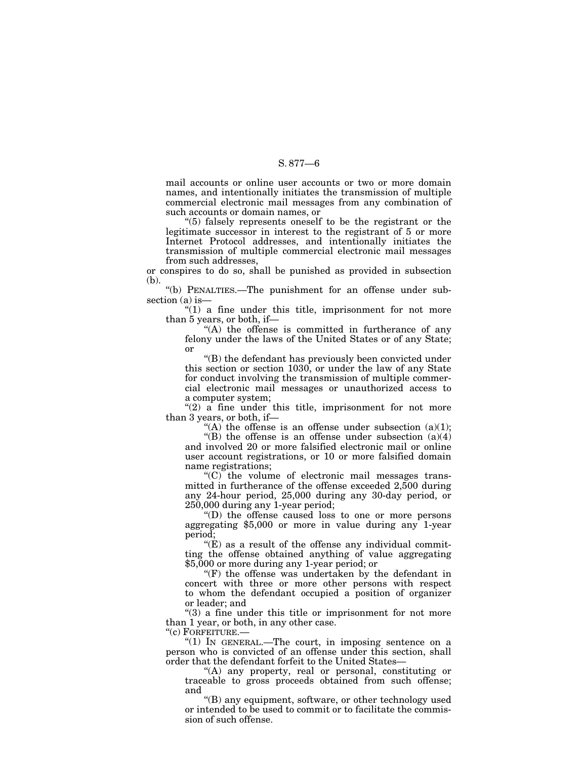mail accounts or online user accounts or two or more domain names, and intentionally initiates the transmission of multiple commercial electronic mail messages from any combination of such accounts or domain names, or

"(5) falsely represents oneself to be the registrant or the legitimate successor in interest to the registrant of 5 or more Internet Protocol addresses, and intentionally initiates the transmission of multiple commercial electronic mail messages from such addresses,

or conspires to do so, shall be punished as provided in subsection (b).

"(b) PENALTIES.—The punishment for an offense under subsection (a) is—

"(1) a fine under this title, imprisonment for not more than 5 years, or both, if—

"(A) the offense is committed in furtherance of any felony under the laws of the United States or of any State; or

"(B) the defendant has previously been convicted under this section or section 1030, or under the law of any State for conduct involving the transmission of multiple commercial electronic mail messages or unauthorized access to a computer system;

"(2) a fine under this title, imprisonment for not more than 3 years, or both, if—

"(A) the offense is an offense under subsection (a)(1);

"(B) the offense is an offense under subsection (a)(4) and involved 20 or more falsified electronic mail or online user account registrations, or 10 or more falsified domain name registrations;

"(C) the volume of electronic mail messages transmitted in furtherance of the offense exceeded 2,500 during any 24-hour period, 25,000 during any 30-day period, or 250,000 during any 1-year period;

"(D) the offense caused loss to one or more persons aggregating $5,000 or more in value during any 1-year period;

"(E) as a result of the offense any individual committing the offense obtained anything of value aggregating $5,000 or more during any 1-year period; or

"(F) the offense was undertaken by the defendant in concert with three or more other persons with respect to whom the defendant occupied a position of organizer or leader; and

"(3) a fine under this title or imprisonment for not more than 1 year, or both, in any other case.

"(c) FORFEITURE.—

"(1) IN GENERAL.—The court, in imposing sentence on a person who is convicted of an offense under this section, shall order that the defendant forfeit to the United States—

"(A) any property, real or personal, constituting or traceable to gross proceeds obtained from such offense; and

"(B) any equipment, software, or other technology used or intended to be used to commit or to facilitate the commission of such offense.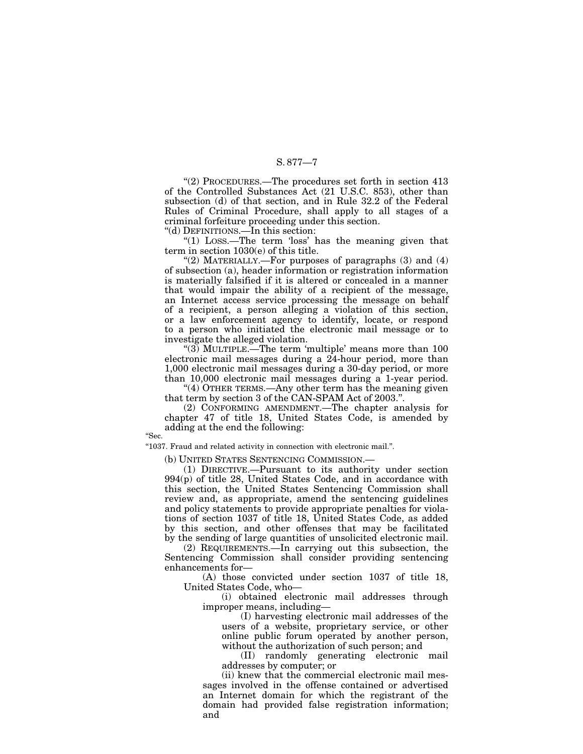"(2) PROCEDURES.—The procedures set forth in section 413 of the Controlled Substances Act (21 U.S.C. 853), other than subsection (d) of that section, and in Rule 32.2 of the Federal Rules of Criminal Procedure, shall apply to all stages of a criminal forfeiture proceeding under this section.

"(d) DEFINITIONS.—In this section:

"(1) LOSS.—The term 'loss' has the meaning given that term in section 1030(e) of this title.

"(2) MATERIALLY.—For purposes of paragraphs (3) and (4) of subsection (a), header information or registration information is materially falsified if it is altered or concealed in a manner that would impair the ability of a recipient of the message, an Internet access service processing the message on behalf of a recipient, a person alleging a violation of this section, or a law enforcement agency to identify, locate, or respond to a person who initiated the electronic mail message or to investigate the alleged violation.

"(3) MULTIPLE.—The term 'multiple' means more than 100 electronic mail messages during a 24-hour period, more than 1,000 electronic mail messages during a 30-day period, or more than 10,000 electronic mail messages during a 1-year period.

"(4) OTHER TERMS.—Any other term has the meaning given that term by section 3 of the CAN-SPAM Act of 2003.".

(2) CONFORMING AMENDMENT.—The chapter analysis for chapter 47 of title 18, United States Code, is amended by adding at the end the following:

"Sec.

"1037. Fraud and related activity in connection with electronic mail.".

(b) UNITED STATES SENTENCING COMMISSION.—

(1) DIRECTIVE.—Pursuant to its authority under section 994(p) of title 28, United States Code, and in accordance with this section, the United States Sentencing Commission shall review and, as appropriate, amend the sentencing guidelines and policy statements to provide appropriate penalties for violations of section 1037 of title 18, United States Code, as added by this section, and other offenses that may be facilitated by the sending of large quantities of unsolicited electronic mail.

(2) REQUIREMENTS.—In carrying out this subsection, the Sentencing Commission shall consider providing sentencing enhancements for—

(A) those convicted under section 1037 of title 18, United States Code, who—

(i) obtained electronic mail addresses through improper means, including—

(I) harvesting electronic mail addresses of the users of a website, proprietary service, or other online public forum operated by another person, without the authorization of such person; and

(II) randomly generating electronic mail addresses by computer; or

(ii) knew that the commercial electronic mail messages involved in the offense contained or advertised an Internet domain for which the registrant of the domain had provided false registration information; and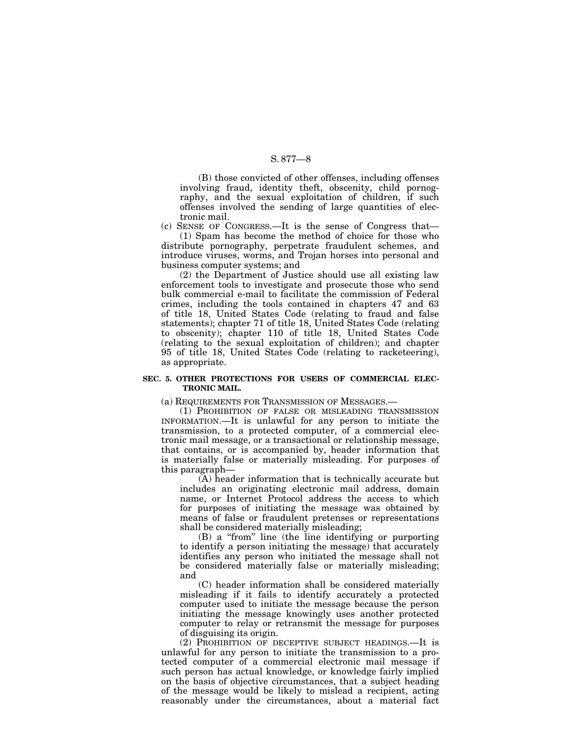(B) those convicted of other offenses, including offenses involving fraud, identity theft, obscenity, child pornography, and the sexual exploitation of children, if such offenses involved the sending of large quantities of electronic mail.

(c) SENSE OF CONGRESS.—It is the sense of Congress that—

(1) Spam has become the method of choice for those who distribute pornography, perpetrate fraudulent schemes, and introduce viruses, worms, and Trojan horses into personal and business computer systems; and

(2) the Department of Justice should use all existing law enforcement tools to investigate and prosecute those who send bulk commercial e-mail to facilitate the commission of Federal crimes, including the tools contained in chapters 47 and 63 of title 18, United States Code (relating to fraud and false statements); chapter 71 of title 18, United States Code (relating to obscenity); chapter 110 of title 18, United States Code (relating to the sexual exploitation of children); and chapter 95 of title 18, United States Code (relating to racketeering), as appropriate.

### SEC. 5. OTHER PROTECTIONS FOR USERS OF COMMERCIAL ELECTRONIC MAIL.

(a) REQUIREMENTS FOR TRANSMISSION OF MESSAGES.—

(1) PROHIBITION OF FALSE OR MISLEADING TRANSMISSION INFORMATION.—It is unlawful for any person to initiate the transmission, to a protected computer, of a commercial electronic mail message, or a transactional or relationship message, that contains, or is accompanied by, header information that is materially false or materially misleading. For purposes of this paragraph—

(A) header information that is technically accurate but includes an originating electronic mail address, domain name, or Internet Protocol address the access to which for purposes of initiating the message was obtained by means of false or fraudulent pretenses or representations shall be considered materially misleading;

(B) a "from" line (the line identifying or purporting to identify a person initiating the message) that accurately identifies any person who initiated the message shall not be considered materially false or materially misleading; and

(C) header information shall be considered materially misleading if it fails to identify accurately a protected computer used to initiate the message because the person initiating the message knowingly uses another protected computer to relay or retransmit the message for purposes of disguising its origin.

(2) PROHIBITION OF DECEPTIVE SUBJECT HEADINGS.—It is unlawful for any person to initiate the transmission to a protected computer of a commercial electronic mail message if such person has actual knowledge, or knowledge fairly implied on the basis of objective circumstances, that a subject heading of the message would be likely to mislead a recipient, acting reasonably under the circumstances, about a material fact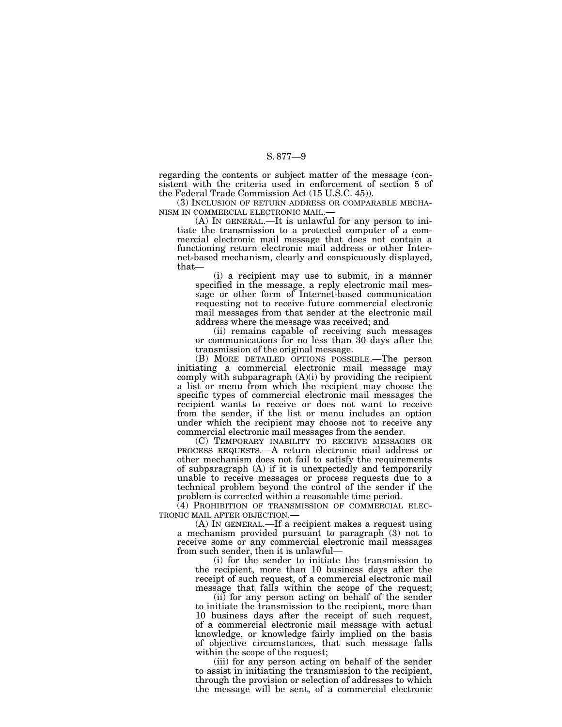regarding the contents or subject matter of the message (consistent with the criteria used in enforcement of section 5 of the Federal Trade Commission Act (15 U.S.C. 45)).

(3) INCLUSION OF RETURN ADDRESS OR COMPARABLE MECHANISM IN COMMERCIAL ELECTRONIC MAIL.—

(A) IN GENERAL.—It is unlawful for any person to initiate the transmission to a protected computer of a commercial electronic mail message that does not contain a functioning return electronic mail address or other Internet-based mechanism, clearly and conspicuously displayed, that—

(i) a recipient may use to submit, in a manner specified in the message, a reply electronic mail message or other form of Internet-based communication requesting not to receive future commercial electronic mail messages from that sender at the electronic mail address where the message was received; and

(ii) remains capable of receiving such messages or communications for no less than 30 days after the transmission of the original message.

(B) MORE DETAILED OPTIONS POSSIBLE.—The person initiating a commercial electronic mail message may comply with subparagraph (A)(i) by providing the recipient a list or menu from which the recipient may choose the specific types of commercial electronic mail messages the recipient wants to receive or does not want to receive from the sender, if the list or menu includes an option under which the recipient may choose not to receive any commercial electronic mail messages from the sender.

(C) TEMPORARY INABILITY TO RECEIVE MESSAGES OR PROCESS REQUESTS.—A return electronic mail address or other mechanism does not fail to satisfy the requirements of subparagraph (A) if it is unexpectedly and temporarily unable to receive messages or process requests due to a technical problem beyond the control of the sender if the problem is corrected within a reasonable time period.

(4) PROHIBITION OF TRANSMISSION OF COMMERCIAL ELECTRONIC MAIL AFTER OBJECTION.—

(A) IN GENERAL.—If a recipient makes a request using a mechanism provided pursuant to paragraph (3) not to receive some or any commercial electronic mail messages from such sender, then it is unlawful—

(i) for the sender to initiate the transmission to the recipient, more than 10 business days after the receipt of such request, of a commercial electronic mail message that falls within the scope of the request;

(ii) for any person acting on behalf of the sender to initiate the transmission to the recipient, more than 10 business days after the receipt of such request, of a commercial electronic mail message with actual knowledge, or knowledge fairly implied on the basis of objective circumstances, that such message falls within the scope of the request;

(iii) for any person acting on behalf of the sender to assist in initiating the transmission to the recipient, through the provision or selection of addresses to which the message will be sent, of a commercial electronic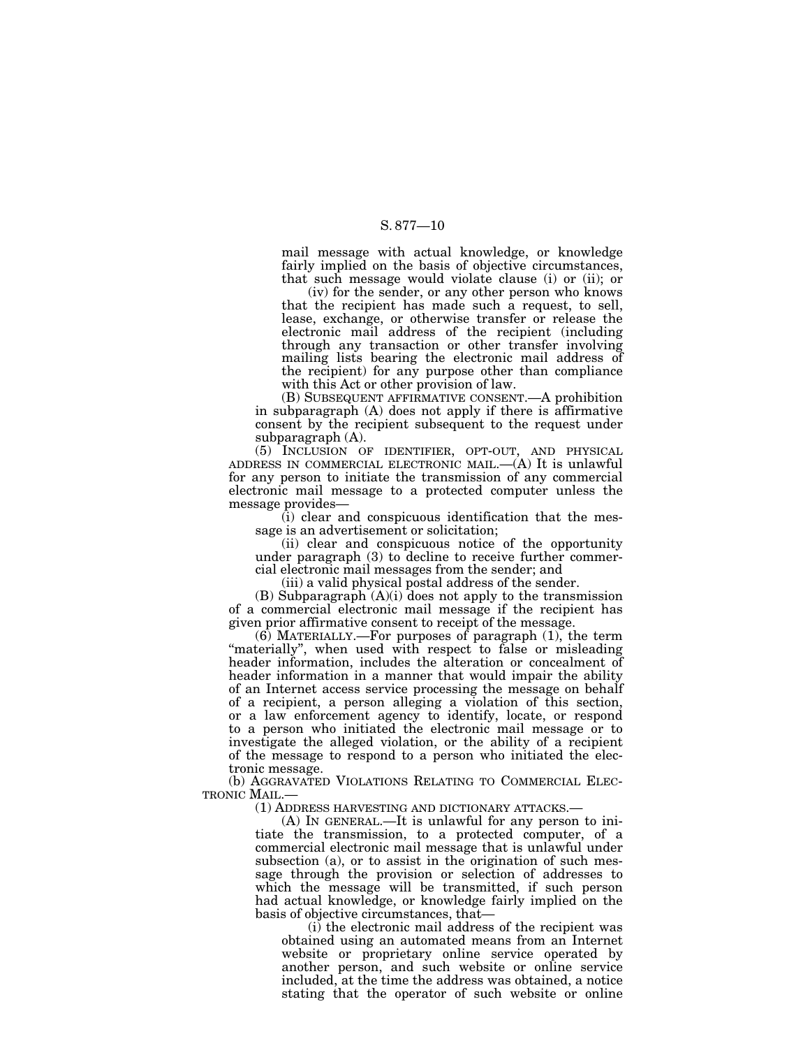mail message with actual knowledge, or knowledge fairly implied on the basis of objective circumstances, that such message would violate clause (i) or (ii); or

(iv) for the sender, or any other person who knows that the recipient has made such a request, to sell, lease, exchange, or otherwise transfer or release the electronic mail address of the recipient (including through any transaction or other transfer involving mailing lists bearing the electronic mail address of the recipient) for any purpose other than compliance with this Act or other provision of law.

(B) SUBSEQUENT AFFIRMATIVE CONSENT.—A prohibition in subparagraph (A) does not apply if there is affirmative consent by the recipient subsequent to the request under subparagraph (A).

(5) INCLUSION OF IDENTIFIER, OPT-OUT, AND PHYSICAL ADDRESS IN COMMERCIAL ELECTRONIC MAIL.—(A) It is unlawful for any person to initiate the transmission of any commercial electronic mail message to a protected computer unless the message provides—

(i) clear and conspicuous identification that the message is an advertisement or solicitation;

(ii) clear and conspicuous notice of the opportunity under paragraph (3) to decline to receive further commercial electronic mail messages from the sender; and

(iii) a valid physical postal address of the sender.

(B) Subparagraph (A)(i) does not apply to the transmission of a commercial electronic mail message if the recipient has given prior affirmative consent to receipt of the message.

(6) MATERIALLY.—For purposes of paragraph (1), the term "materially", when used with respect to false or misleading header information, includes the alteration or concealment of header information in a manner that would impair the ability of an Internet access service processing the message on behalf of a recipient, a person alleging a violation of this section, or a law enforcement agency to identify, locate, or respond to a person who initiated the electronic mail message or to investigate the alleged violation, or the ability of a recipient of the message to respond to a person who initiated the electronic message.

(b) AGGRAVATED VIOLATIONS RELATING TO COMMERCIAL ELECTRONIC MAIL.—

(1) ADDRESS HARVESTING AND DICTIONARY ATTACKS.—

(A) IN GENERAL.—It is unlawful for any person to initiate the transmission, to a protected computer, of a commercial electronic mail message that is unlawful under subsection (a), or to assist in the origination of such message through the provision or selection of addresses to which the message will be transmitted, if such person had actual knowledge, or knowledge fairly implied on the basis of objective circumstances, that—

(i) the electronic mail address of the recipient was obtained using an automated means from an Internet website or proprietary online service operated by another person, and such website or online service included, at the time the address was obtained, a notice stating that the operator of such website or online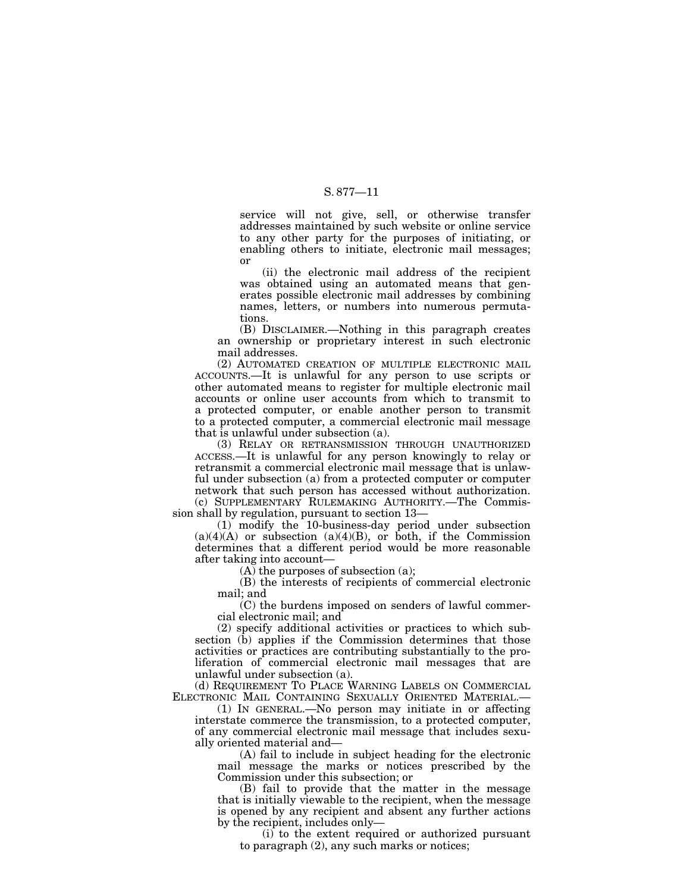service will not give, sell, or otherwise transfer addresses maintained by such website or online service to any other party for the purposes of initiating, or enabling others to initiate, electronic mail messages; or

(ii) the electronic mail address of the recipient was obtained using an automated means that generates possible electronic mail addresses by combining names, letters, or numbers into numerous permutations.

(B) DISCLAIMER.—Nothing in this paragraph creates an ownership or proprietary interest in such electronic mail addresses.

(2) AUTOMATED CREATION OF MULTIPLE ELECTRONIC MAIL ACCOUNTS.—It is unlawful for any person to use scripts or other automated means to register for multiple electronic mail accounts or online user accounts from which to transmit to a protected computer, or enable another person to transmit to a protected computer, a commercial electronic mail message that is unlawful under subsection (a).

(3) RELAY OR RETRANSMISSION THROUGH UNAUTHORIZED ACCESS.—It is unlawful for any person knowingly to relay or retransmit a commercial electronic mail message that is unlawful under subsection (a) from a protected computer or computer network that such person has accessed without authorization.

(c) SUPPLEMENTARY RULEMAKING AUTHORITY.—The Commission shall by regulation, pursuant to section 13—

(1) modify the 10-business-day period under subsection (a)(4)(A) or subsection (a)(4)(B), or both, if the Commission determines that a different period would be more reasonable after taking into account—

(A) the purposes of subsection (a);

(B) the interests of recipients of commercial electronic mail; and

(C) the burdens imposed on senders of lawful commercial electronic mail; and

(2) specify additional activities or practices to which subsection (b) applies if the Commission determines that those activities or practices are contributing substantially to the proliferation of commercial electronic mail messages that are unlawful under subsection (a).

(d) REQUIREMENT TO PLACE WARNING LABELS ON COMMERCIAL ELECTRONIC MAIL CONTAINING SEXUALLY ORIENTED MATERIAL.—

(1) IN GENERAL.—No person may initiate in or affecting interstate commerce the transmission, to a protected computer, of any commercial electronic mail message that includes sexually oriented material and—

(A) fail to include in subject heading for the electronic mail message the marks or notices prescribed by the Commission under this subsection; or

(B) fail to provide that the matter in the message that is initially viewable to the recipient, when the message is opened by any recipient and absent any further actions by the recipient, includes only—

(i) to the extent required or authorized pursuant to paragraph (2), any such marks or notices;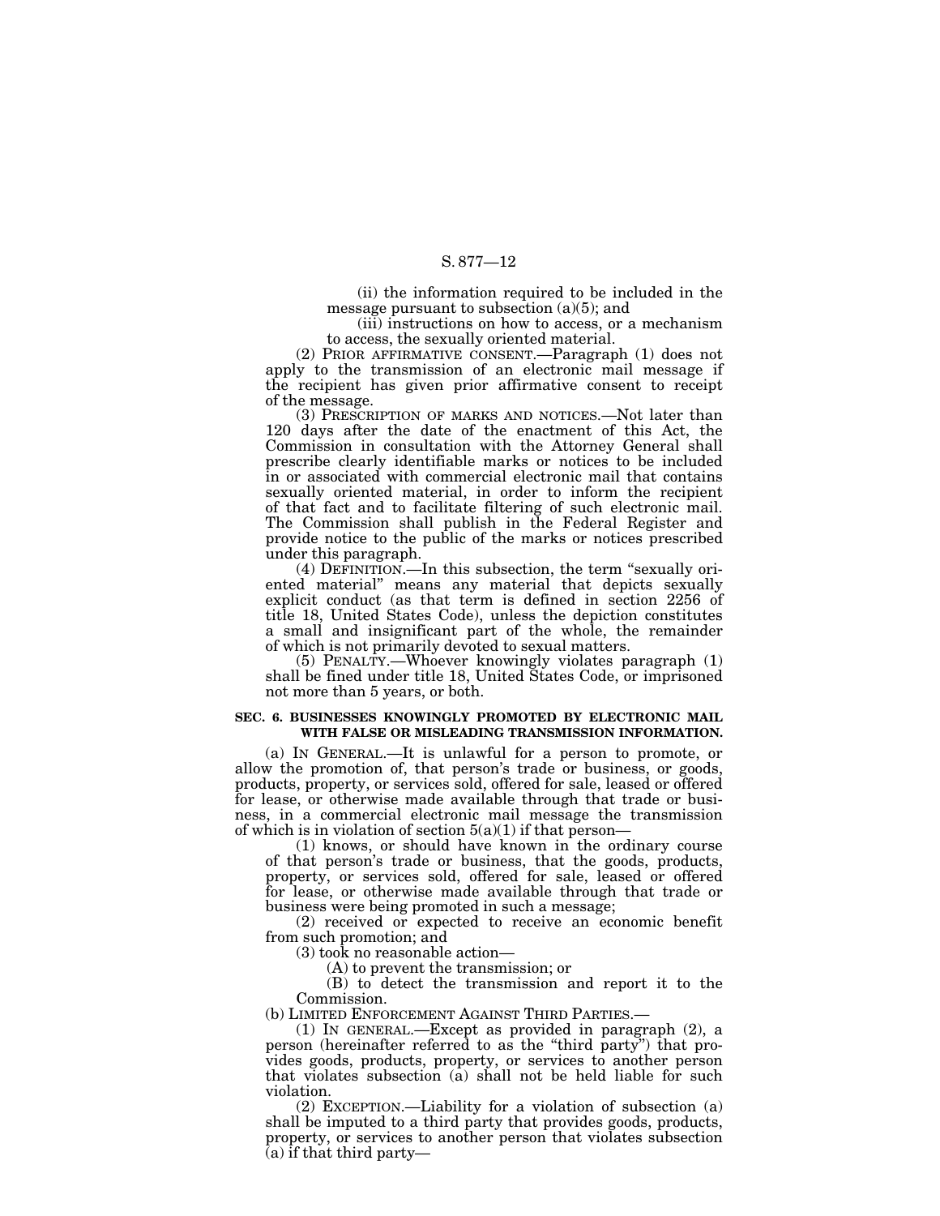(ii) the information required to be included in the message pursuant to subsection (a)(5); and

(iii) instructions on how to access, or a mechanism to access, the sexually oriented material.

(2) PRIOR AFFIRMATIVE CONSENT.—Paragraph (1) does not apply to the transmission of an electronic mail message if the recipient has given prior affirmative consent to receipt of the message.

(3) PRESCRIPTION OF MARKS AND NOTICES.—Not later than 120 days after the date of the enactment of this Act, the Commission in consultation with the Attorney General shall prescribe clearly identifiable marks or notices to be included in or associated with commercial electronic mail that contains sexually oriented material, in order to inform the recipient of that fact and to facilitate filtering of such electronic mail. The Commission shall publish in the Federal Register and provide notice to the public of the marks or notices prescribed under this paragraph.

(4) DEFINITION.—In this subsection, the term "sexually oriented material" means any material that depicts sexually explicit conduct (as that term is defined in section 2256 of title 18, United States Code), unless the depiction constitutes a small and insignificant part of the whole, the remainder of which is not primarily devoted to sexual matters.

(5) PENALTY.—Whoever knowingly violates paragraph (1) shall be fined under title 18, United States Code, or imprisoned not more than 5 years, or both.

**SEC. 6. BUSINESSES KNOWINGLY PROMOTED BY ELECTRONIC MAIL WITH FALSE OR MISLEADING TRANSMISSION INFORMATION.**

(a) IN GENERAL.—It is unlawful for a person to promote, or allow the promotion of, that person's trade or business, or goods, products, property, or services sold, offered for sale, leased or offered for lease, or otherwise made available through that trade or business, in a commercial electronic mail message the transmission of which is in violation of section 5(a)(1) if that person—

(1) knows, or should have known in the ordinary course of that person's trade or business, that the goods, products, property, or services sold, offered for sale, leased or offered for lease, or otherwise made available through that trade or business were being promoted in such a message;

(2) received or expected to receive an economic benefit from such promotion; and

(3) took no reasonable action—

(A) to prevent the transmission; or

(B) to detect the transmission and report it to the Commission.

(b) LIMITED ENFORCEMENT AGAINST THIRD PARTIES.—

(1) IN GENERAL.—Except as provided in paragraph (2), a person (hereinafter referred to as the "third party") that provides goods, products, property, or services to another person that violates subsection (a) shall not be held liable for such violation.

(2) EXCEPTION.—Liability for a violation of subsection (a) shall be imputed to a third party that provides goods, products, property, or services to another person that violates subsection (a) if that third party—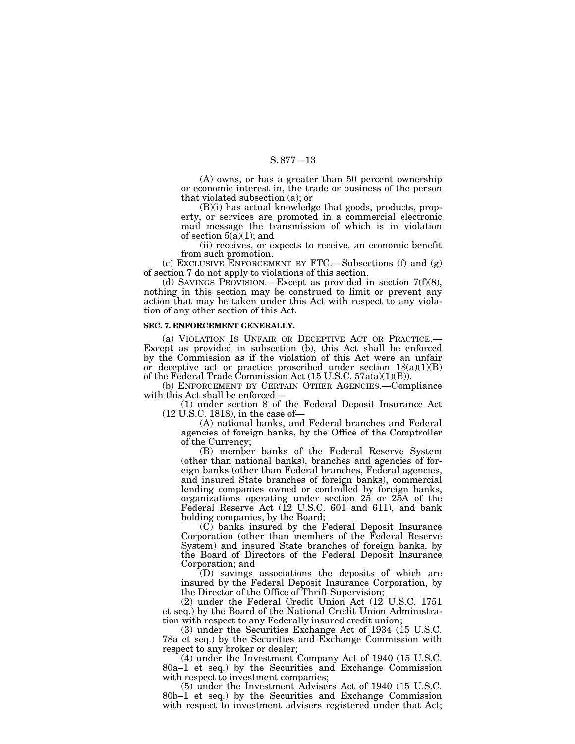(A) owns, or has a greater than 50 percent ownership or economic interest in, the trade or business of the person that violated subsection (a); or

(B)(i) has actual knowledge that goods, products, property, or services are promoted in a commercial electronic mail message the transmission of which is in violation of section 5(a)(1); and

(ii) receives, or expects to receive, an economic benefit from such promotion.

(c) EXCLUSIVE ENFORCEMENT BY FTC.—Subsections (f) and (g) of section 7 do not apply to violations of this section.

(d) SAVINGS PROVISION.—Except as provided in section 7(f)(8), nothing in this section may be construed to limit or prevent any action that may be taken under this Act with respect to any violation of any other section of this Act.

**SEC. 7. ENFORCEMENT GENERALLY.**

(a) VIOLATION IS UNFAIR OR DECEPTIVE ACT OR PRACTICE.—Except as provided in subsection (b), this Act shall be enforced by the Commission as if the violation of this Act were an unfair or deceptive act or practice proscribed under section 18(a)(1)(B) of the Federal Trade Commission Act (15 U.S.C. 57a(a)(1)(B)).

(b) ENFORCEMENT BY CERTAIN OTHER AGENCIES.—Compliance with this Act shall be enforced—

(1) under section 8 of the Federal Deposit Insurance Act (12 U.S.C. 1818), in the case of—

(A) national banks, and Federal branches and Federal agencies of foreign banks, by the Office of the Comptroller of the Currency;

(B) member banks of the Federal Reserve System (other than national banks), branches and agencies of foreign banks (other than Federal branches, Federal agencies, and insured State branches of foreign banks), commercial lending companies owned or controlled by foreign banks, organizations operating under section 25 or 25A of the Federal Reserve Act (12 U.S.C. 601 and 611), and bank holding companies, by the Board;

(C) banks insured by the Federal Deposit Insurance Corporation (other than members of the Federal Reserve System) and insured State branches of foreign banks, by the Board of Directors of the Federal Deposit Insurance Corporation; and

(D) savings associations the deposits of which are insured by the Federal Deposit Insurance Corporation, by the Director of the Office of Thrift Supervision;

(2) under the Federal Credit Union Act (12 U.S.C. 1751 et seq.) by the Board of the National Credit Union Administration with respect to any Federally insured credit union;

(3) under the Securities Exchange Act of 1934 (15 U.S.C. 78a et seq.) by the Securities and Exchange Commission with respect to any broker or dealer;

(4) under the Investment Company Act of 1940 (15 U.S.C. 80a–1 et seq.) by the Securities and Exchange Commission with respect to investment companies;

(5) under the Investment Advisers Act of 1940 (15 U.S.C. 80b–1 et seq.) by the Securities and Exchange Commission with respect to investment advisers registered under that Act;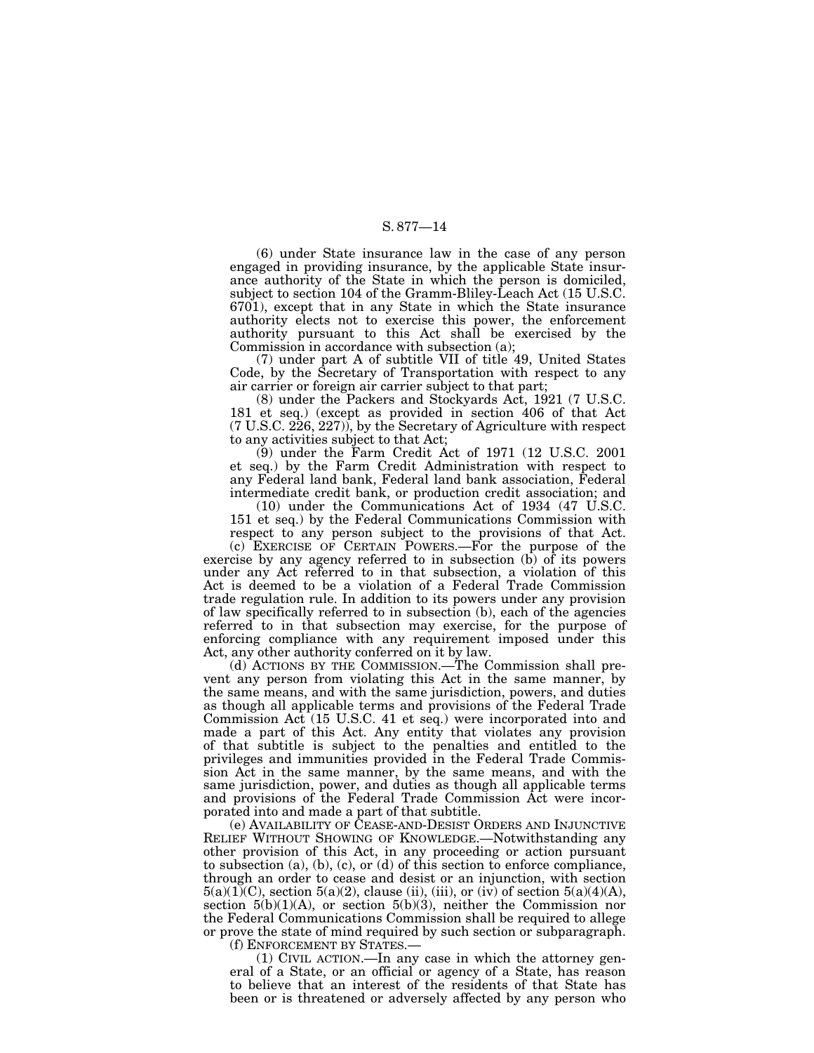(6) under State insurance law in the case of any person engaged in providing insurance, by the applicable State insurance authority of the State in which the person is domiciled, subject to section 104 of the Gramm-Bliley-Leach Act (15 U.S.C. 6701), except that in any State in which the State insurance authority elects not to exercise this power, the enforcement authority pursuant to this Act shall be exercised by the Commission in accordance with subsection (a);

(7) under part A of subtitle VII of title 49, United States Code, by the Secretary of Transportation with respect to any air carrier or foreign air carrier subject to that part;

(8) under the Packers and Stockyards Act, 1921 (7 U.S.C. 181 et seq.) (except as provided in section 406 of that Act (7 U.S.C. 226, 227)), by the Secretary of Agriculture with respect to any activities subject to that Act;

(9) under the Farm Credit Act of 1971 (12 U.S.C. 2001 et seq.) by the Farm Credit Administration with respect to any Federal land bank, Federal land bank association, Federal intermediate credit bank, or production credit association; and

(10) under the Communications Act of 1934 (47 U.S.C. 151 et seq.) by the Federal Communications Commission with respect to any person subject to the provisions of that Act.

(c) EXERCISE OF CERTAIN POWERS.—For the purpose of the exercise by any agency referred to in subsection (b) of its powers under any Act referred to in that subsection, a violation of this Act is deemed to be a violation of a Federal Trade Commission trade regulation rule. In addition to its powers under any provision of law specifically referred to in subsection (b), each of the agencies referred to in that subsection may exercise, for the purpose of enforcing compliance with any requirement imposed under this Act, any other authority conferred on it by law.

(d) ACTIONS BY THE COMMISSION.—The Commission shall prevent any person from violating this Act in the same manner, by the same means, and with the same jurisdiction, powers, and duties as though all applicable terms and provisions of the Federal Trade Commission Act (15 U.S.C. 41 et seq.) were incorporated into and made a part of this Act. Any entity that violates any provision of that subtitle is subject to the penalties and entitled to the privileges and immunities provided in the Federal Trade Commission Act in the same manner, by the same means, and with the same jurisdiction, power, and duties as though all applicable terms and provisions of the Federal Trade Commission Act were incorporated into and made a part of that subtitle.

(e) AVAILABILITY OF CEASE-AND-DESIST ORDERS AND INJUNCTIVE RELIEF WITHOUT SHOWING OF KNOWLEDGE.—Notwithstanding any other provision of this Act, in any proceeding or action pursuant to subsection (a), (b), (c), or (d) of this section to enforce compliance, through an order to cease and desist or an injunction, with section 5(a)(1)(C), section 5(a)(2), clause (ii), (iii), or (iv) of section 5(a)(4)(A), section 5(b)(1)(A), or section 5(b)(3), neither the Commission nor the Federal Communications Commission shall be required to allege or prove the state of mind required by such section or subparagraph.

(f) ENFORCEMENT BY STATES.—

(1) CIVIL ACTION.—In any case in which the attorney general of a State, or an official or agency of a State, has reason to believe that an interest of the residents of that State has been or is threatened or adversely affected by any person who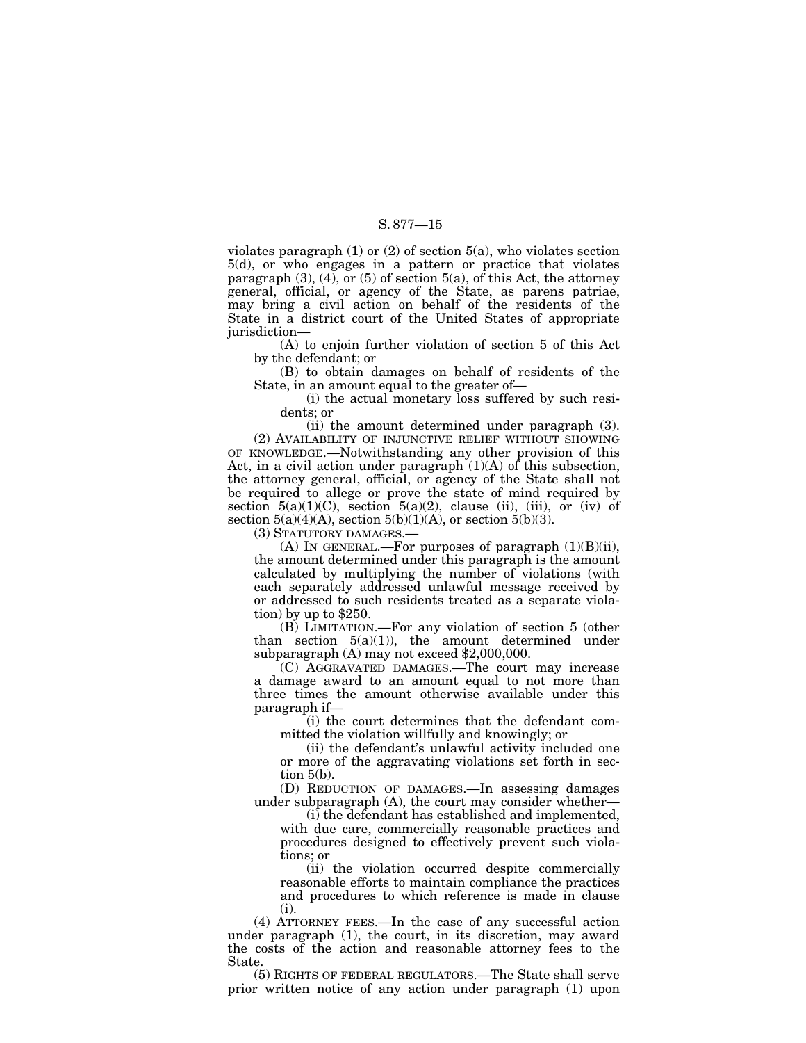violates paragraph (1) or (2) of section 5(a), who violates section 5(d), or who engages in a pattern or practice that violates paragraph (3), (4), or (5) of section 5(a), of this Act, the attorney general, official, or agency of the State, as parens patriae, may bring a civil action on behalf of the residents of the State in a district court of the United States of appropriate jurisdiction—

(A) to enjoin further violation of section 5 of this Act by the defendant; or

(B) to obtain damages on behalf of residents of the State, in an amount equal to the greater of—

(i) the actual monetary loss suffered by such residents; or

(ii) the amount determined under paragraph (3).

(2) AVAILABILITY OF INJUNCTIVE RELIEF WITHOUT SHOWING OF KNOWLEDGE.—Notwithstanding any other provision of this Act, in a civil action under paragraph (1)(A) of this subsection, the attorney general, official, or agency of the State shall not be required to allege or prove the state of mind required by section 5(a)(1)(C), section 5(a)(2), clause (ii), (iii), or (iv) of section 5(a)(4)(A), section 5(b)(1)(A), or section 5(b)(3).

(3) STATUTORY DAMAGES.—

(A) IN GENERAL.—For purposes of paragraph (1)(B)(ii), the amount determined under this paragraph is the amount calculated by multiplying the number of violations (with each separately addressed unlawful message received by or addressed to such residents treated as a separate violation) by up to $250.

(B) LIMITATION.—For any violation of section 5 (other than section 5(a)(1)), the amount determined under subparagraph (A) may not exceed $2,000,000.

(C) AGGRAVATED DAMAGES.—The court may increase a damage award to an amount equal to not more than three times the amount otherwise available under this paragraph if—

(i) the court determines that the defendant committed the violation willfully and knowingly; or

(ii) the defendant's unlawful activity included one or more of the aggravating violations set forth in section 5(b).

(D) REDUCTION OF DAMAGES.—In assessing damages under subparagraph (A), the court may consider whether—

(i) the defendant has established and implemented, with due care, commercially reasonable practices and procedures designed to effectively prevent such violations; or

(ii) the violation occurred despite commercially reasonable efforts to maintain compliance the practices and procedures to which reference is made in clause (i).

(4) ATTORNEY FEES.—In the case of any successful action under paragraph (1), the court, in its discretion, may award the costs of the action and reasonable attorney fees to the State.

(5) RIGHTS OF FEDERAL REGULATORS.—The State shall serve prior written notice of any action under paragraph (1) upon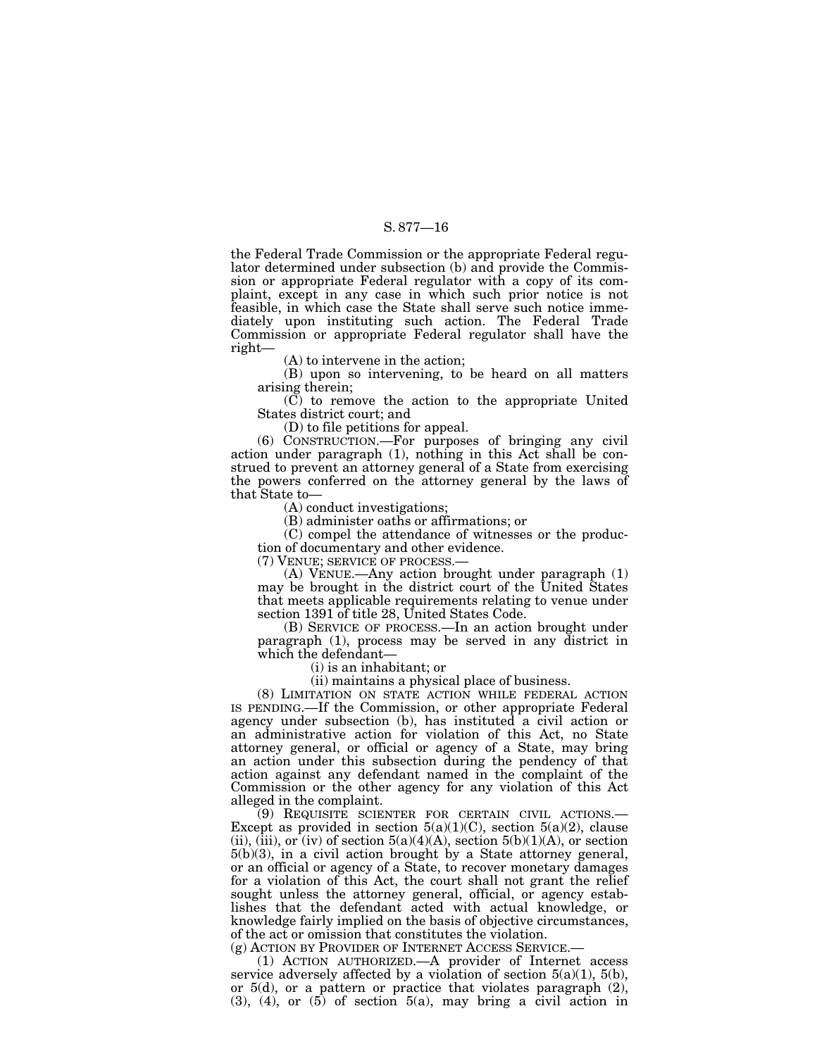the Federal Trade Commission or the appropriate Federal regulator determined under subsection (b) and provide the Commission or appropriate Federal regulator with a copy of its complaint, except in any case in which such prior notice is not feasible, in which case the State shall serve such notice immediately upon instituting such action. The Federal Trade Commission or appropriate Federal regulator shall have the right—

(A) to intervene in the action;

(B) upon so intervening, to be heard on all matters arising therein;

(C) to remove the action to the appropriate United States district court; and

(D) to file petitions for appeal.

(6) CONSTRUCTION.—For purposes of bringing any civil action under paragraph (1), nothing in this Act shall be construed to prevent an attorney general of a State from exercising the powers conferred on the attorney general by the laws of that State to—

(A) conduct investigations;

(B) administer oaths or affirmations; or

(C) compel the attendance of witnesses or the production of documentary and other evidence.

(7) VENUE; SERVICE OF PROCESS.—

(A) VENUE.—Any action brought under paragraph (1) may be brought in the district court of the United States that meets applicable requirements relating to venue under section 1391 of title 28, United States Code.

(B) SERVICE OF PROCESS.—In an action brought under paragraph (1), process may be served in any district in which the defendant—

(i) is an inhabitant; or

(ii) maintains a physical place of business.

(8) LIMITATION ON STATE ACTION WHILE FEDERAL ACTION IS PENDING.—If the Commission, or other appropriate Federal agency under subsection (b), has instituted a civil action or an administrative action for violation of this Act, no State attorney general, or official or agency of a State, may bring an action under this subsection during the pendency of that action against any defendant named in the complaint of the Commission or the other agency for any violation of this Act alleged in the complaint.

(9) REQUISITE SCIENTER FOR CERTAIN CIVIL ACTIONS.—Except as provided in section 5(a)(1)(C), section 5(a)(2), clause (ii), (iii), or (iv) of section 5(a)(4)(A), section 5(b)(1)(A), or section 5(b)(3), in a civil action brought by a State attorney general, or an official or agency of a State, to recover monetary damages for a violation of this Act, the court shall not grant the relief sought unless the attorney general, official, or agency establishes that the defendant acted with actual knowledge, or knowledge fairly implied on the basis of objective circumstances, of the act or omission that constitutes the violation.

(g) ACTION BY PROVIDER OF INTERNET ACCESS SERVICE.—

(1) ACTION AUTHORIZED.—A provider of Internet access service adversely affected by a violation of section 5(a)(1), 5(b), or 5(d), or a pattern or practice that violates paragraph (2), (3), (4), or (5) of section 5(a), may bring a civil action in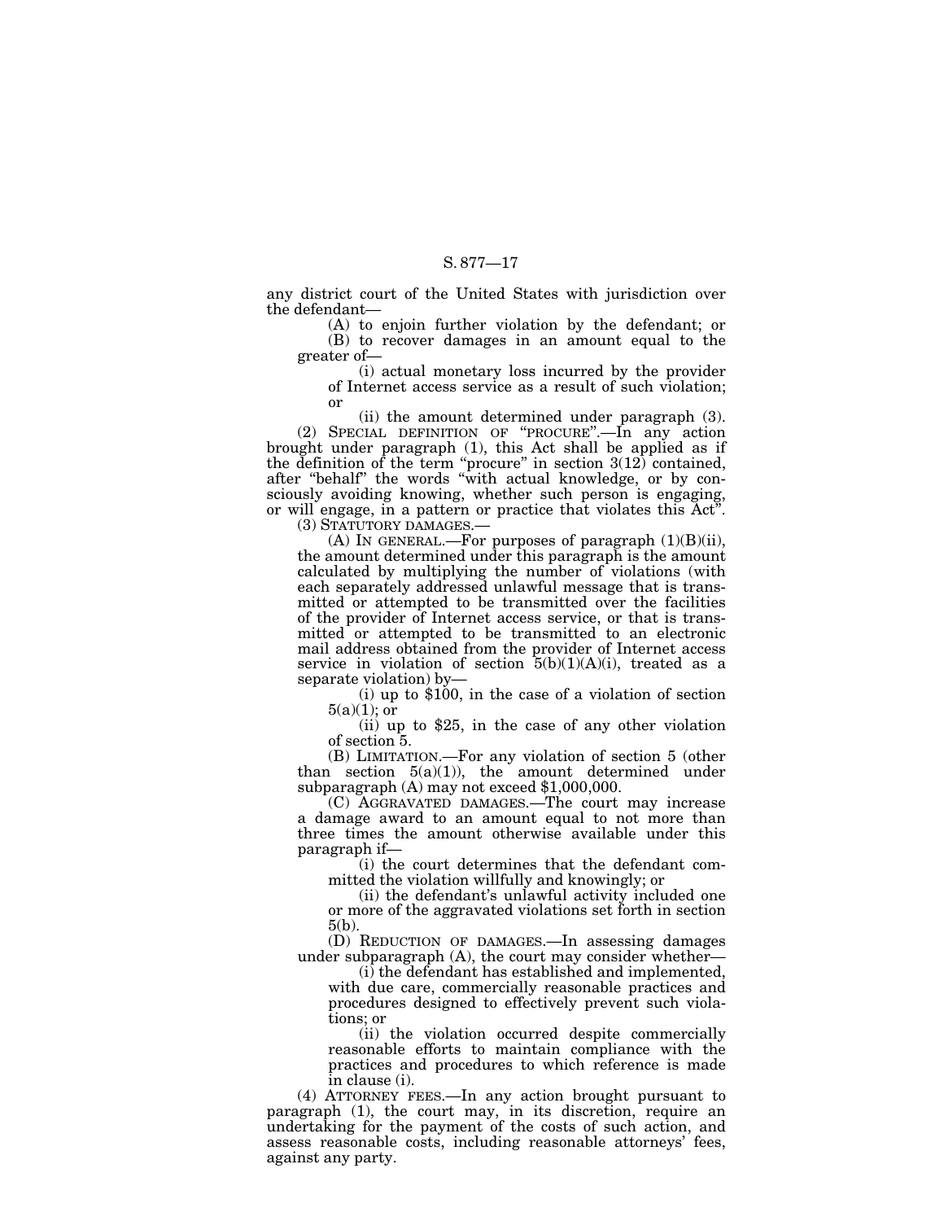any district court of the United States with jurisdiction over the defendant—

(A) to enjoin further violation by the defendant; or

(B) to recover damages in an amount equal to the greater of—

(i) actual monetary loss incurred by the provider of Internet access service as a result of such violation; or

(ii) the amount determined under paragraph (3).

(2) SPECIAL DEFINITION OF "PROCURE".—In any action brought under paragraph (1), this Act shall be applied as if the definition of the term "procure" in section 3(12) contained, after "behalf" the words "with actual knowledge, or by consciously avoiding knowing, whether such person is engaging, or will engage, in a pattern or practice that violates this Act".

(3) STATUTORY DAMAGES.—

(A) IN GENERAL.—For purposes of paragraph (1)(B)(ii), the amount determined under this paragraph is the amount calculated by multiplying the number of violations (with each separately addressed unlawful message that is transmitted or attempted to be transmitted over the facilities of the provider of Internet access service, or that is transmitted or attempted to be transmitted to an electronic mail address obtained from the provider of Internet access service in violation of section 5(b)(1)(A)(i), treated as a separate violation) by—

(i) up to $100, in the case of a violation of section 5(a)(1); or

(ii) up to $25, in the case of any other violation of section 5.

(B) LIMITATION.—For any violation of section 5 (other than section 5(a)(1)), the amount determined under subparagraph (A) may not exceed $1,000,000.

(C) AGGRAVATED DAMAGES.—The court may increase a damage award to an amount equal to not more than three times the amount otherwise available under this paragraph if—

(i) the court determines that the defendant committed the violation willfully and knowingly; or

(ii) the defendant's unlawful activity included one or more of the aggravated violations set forth in section 5(b).

(D) REDUCTION OF DAMAGES.—In assessing damages under subparagraph (A), the court may consider whether—

(i) the defendant has established and implemented, with due care, commercially reasonable practices and procedures designed to effectively prevent such violations; or

(ii) the violation occurred despite commercially reasonable efforts to maintain compliance with the practices and procedures to which reference is made in clause (i).

(4) ATTORNEY FEES.—In any action brought pursuant to paragraph (1), the court may, in its discretion, require an undertaking for the payment of the costs of such action, and assess reasonable costs, including reasonable attorneys' fees, against any party.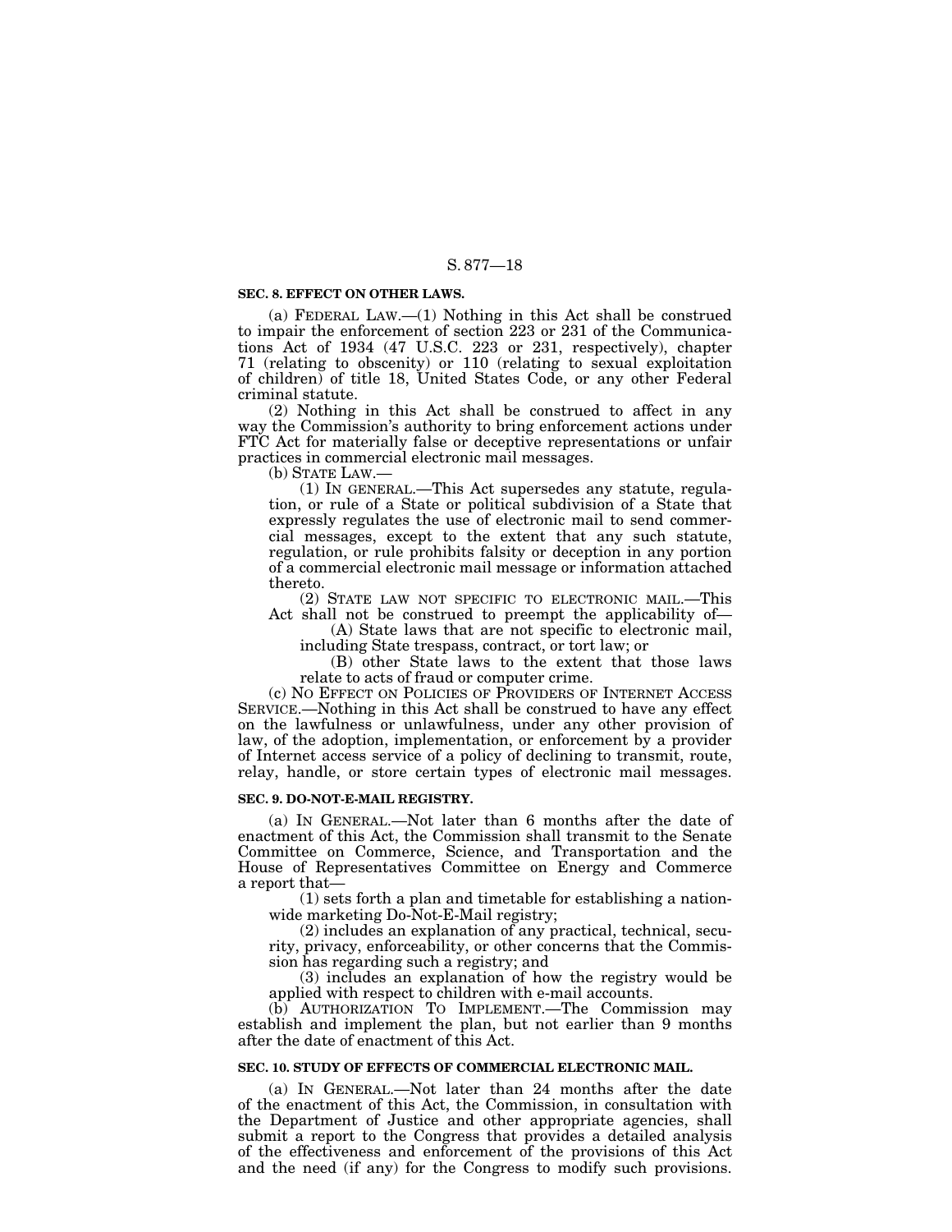### SEC. 8. EFFECT ON OTHER LAWS.

(a) FEDERAL LAW.—(1) Nothing in this Act shall be construed to impair the enforcement of section 223 or 231 of the Communications Act of 1934 (47 U.S.C. 223 or 231, respectively), chapter 71 (relating to obscenity) or 110 (relating to sexual exploitation of children) of title 18, United States Code, or any other Federal criminal statute.

(2) Nothing in this Act shall be construed to affect in any way the Commission's authority to bring enforcement actions under FTC Act for materially false or deceptive representations or unfair practices in commercial electronic mail messages.

(b) STATE LAW.—

(1) IN GENERAL.—This Act supersedes any statute, regulation, or rule of a State or political subdivision of a State that expressly regulates the use of electronic mail to send commercial messages, except to the extent that any such statute, regulation, or rule prohibits falsity or deception in any portion of a commercial electronic mail message or information attached thereto.

(2) STATE LAW NOT SPECIFIC TO ELECTRONIC MAIL.—This Act shall not be construed to preempt the applicability of—

(A) State laws that are not specific to electronic mail, including State trespass, contract, or tort law; or

(B) other State laws to the extent that those laws relate to acts of fraud or computer crime.

(c) NO EFFECT ON POLICIES OF PROVIDERS OF INTERNET ACCESS SERVICE.—Nothing in this Act shall be construed to have any effect on the lawfulness or unlawfulness, under any other provision of law, of the adoption, implementation, or enforcement by a provider of Internet access service of a policy of declining to transmit, route, relay, handle, or store certain types of electronic mail messages.

### SEC. 9. DO-NOT-E-MAIL REGISTRY.

(a) IN GENERAL.—Not later than 6 months after the date of enactment of this Act, the Commission shall transmit to the Senate Committee on Commerce, Science, and Transportation and the House of Representatives Committee on Energy and Commerce a report that—

(1) sets forth a plan and timetable for establishing a nationwide marketing Do-Not-E-Mail registry;

(2) includes an explanation of any practical, technical, security, privacy, enforceability, or other concerns that the Commission has regarding such a registry; and

(3) includes an explanation of how the registry would be applied with respect to children with e-mail accounts.

(b) AUTHORIZATION TO IMPLEMENT.—The Commission may establish and implement the plan, but not earlier than 9 months after the date of enactment of this Act.

### SEC. 10. STUDY OF EFFECTS OF COMMERCIAL ELECTRONIC MAIL.

(a) IN GENERAL.—Not later than 24 months after the date of the enactment of this Act, the Commission, in consultation with the Department of Justice and other appropriate agencies, shall submit a report to the Congress that provides a detailed analysis of the effectiveness and enforcement of the provisions of this Act and the need (if any) for the Congress to modify such provisions.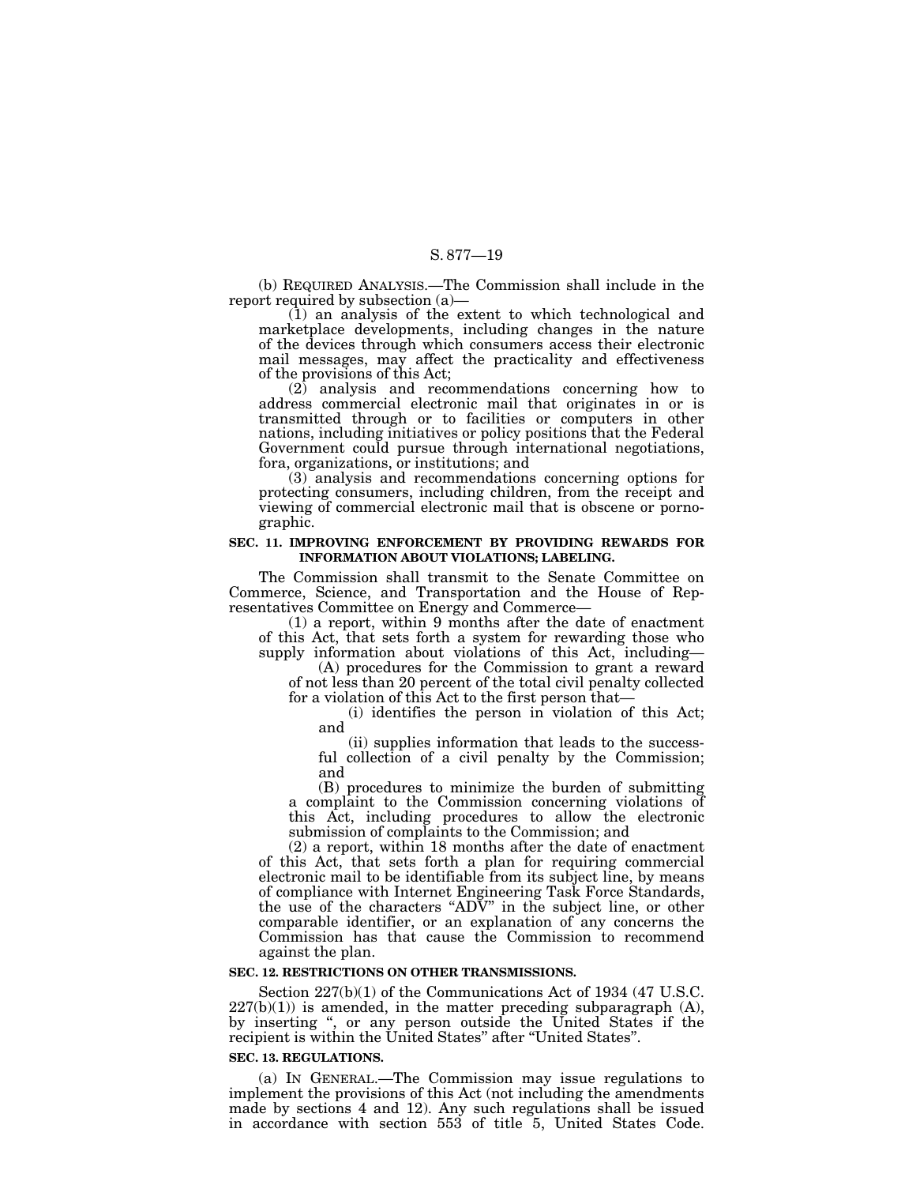(b) REQUIRED ANALYSIS.—The Commission shall include in the report required by subsection (a)—

(1) an analysis of the extent to which technological and marketplace developments, including changes in the nature of the devices through which consumers access their electronic mail messages, may affect the practicality and effectiveness of the provisions of this Act;

(2) analysis and recommendations concerning how to address commercial electronic mail that originates in or is transmitted through or to facilities or computers in other nations, including initiatives or policy positions that the Federal Government could pursue through international negotiations, fora, organizations, or institutions; and

(3) analysis and recommendations concerning options for protecting consumers, including children, from the receipt and viewing of commercial electronic mail that is obscene or pornographic.

**SEC. 11. IMPROVING ENFORCEMENT BY PROVIDING REWARDS FOR INFORMATION ABOUT VIOLATIONS; LABELING.**

The Commission shall transmit to the Senate Committee on Commerce, Science, and Transportation and the House of Representatives Committee on Energy and Commerce—

(1) a report, within 9 months after the date of enactment of this Act, that sets forth a system for rewarding those who supply information about violations of this Act, including—

(A) procedures for the Commission to grant a reward of not less than 20 percent of the total civil penalty collected for a violation of this Act to the first person that—

(i) identifies the person in violation of this Act; and

(ii) supplies information that leads to the successful collection of a civil penalty by the Commission; and

(B) procedures to minimize the burden of submitting a complaint to the Commission concerning violations of this Act, including procedures to allow the electronic submission of complaints to the Commission; and

(2) a report, within 18 months after the date of enactment of this Act, that sets forth a plan for requiring commercial electronic mail to be identifiable from its subject line, by means of compliance with Internet Engineering Task Force Standards, the use of the characters "ADV" in the subject line, or other comparable identifier, or an explanation of any concerns the Commission has that cause the Commission to recommend against the plan.

**SEC. 12. RESTRICTIONS ON OTHER TRANSMISSIONS.**

Section 227(b)(1) of the Communications Act of 1934 (47 U.S.C. 227(b)(1)) is amended, in the matter preceding subparagraph (A), by inserting ", or any person outside the United States if the recipient is within the United States" after "United States".

**SEC. 13. REGULATIONS.**

(a) IN GENERAL.—The Commission may issue regulations to implement the provisions of this Act (not including the amendments made by sections 4 and 12). Any such regulations shall be issued in accordance with section 553 of title 5, United States Code.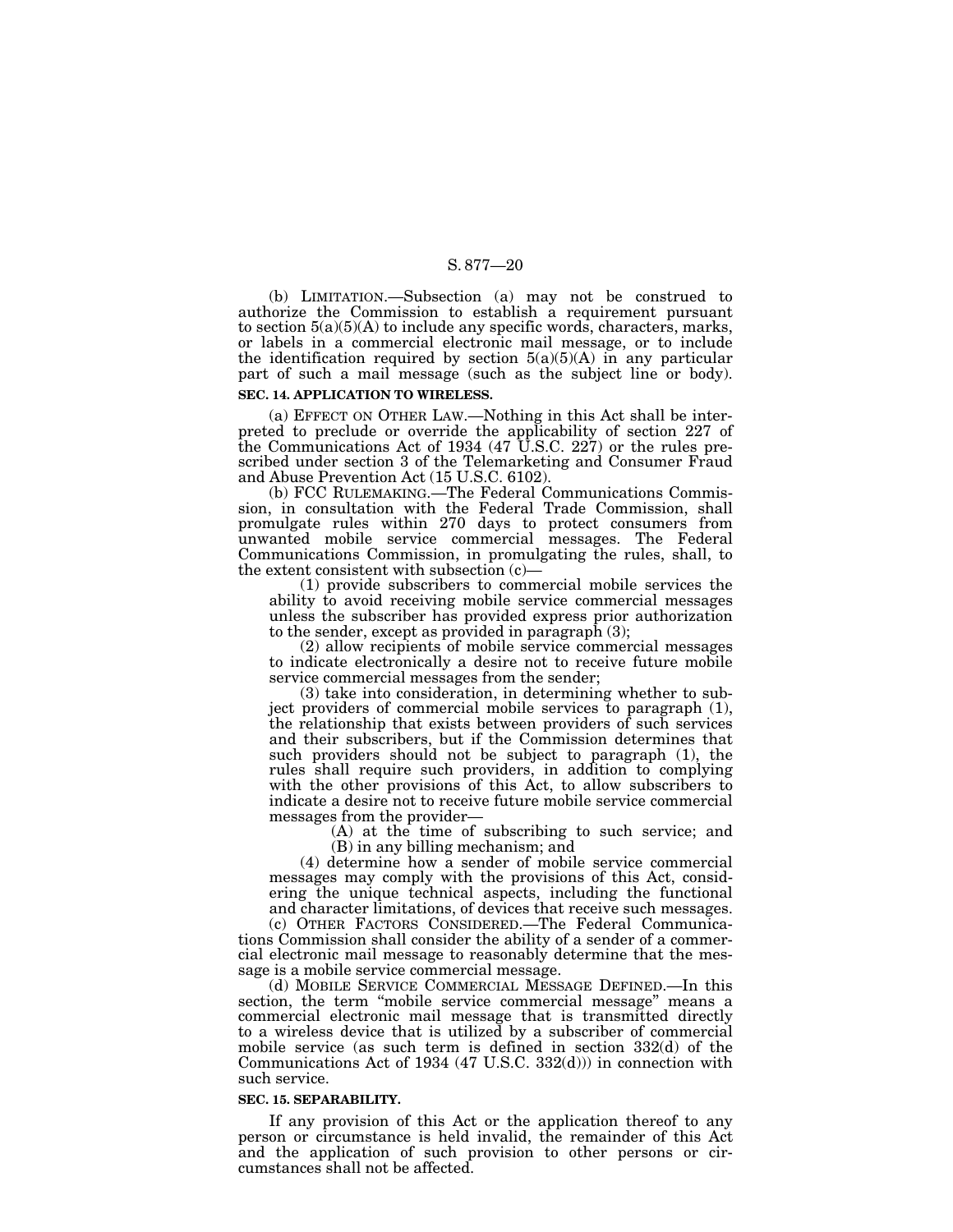(b) LIMITATION.—Subsection (a) may not be construed to authorize the Commission to establish a requirement pursuant to section 5(a)(5)(A) to include any specific words, characters, marks, or labels in a commercial electronic mail message, or to include the identification required by section 5(a)(5)(A) in any particular part of such a mail message (such as the subject line or body).

**SEC. 14. APPLICATION TO WIRELESS.**

(a) EFFECT ON OTHER LAW.—Nothing in this Act shall be interpreted to preclude or override the applicability of section 227 of the Communications Act of 1934 (47 U.S.C. 227) or the rules prescribed under section 3 of the Telemarketing and Consumer Fraud and Abuse Prevention Act (15 U.S.C. 6102).

(b) FCC RULEMAKING.—The Federal Communications Commission, in consultation with the Federal Trade Commission, shall promulgate rules within 270 days to protect consumers from unwanted mobile service commercial messages. The Federal Communications Commission, in promulgating the rules, shall, to the extent consistent with subsection (c)—

(1) provide subscribers to commercial mobile services the ability to avoid receiving mobile service commercial messages unless the subscriber has provided express prior authorization to the sender, except as provided in paragraph (3);

(2) allow recipients of mobile service commercial messages to indicate electronically a desire not to receive future mobile service commercial messages from the sender;

(3) take into consideration, in determining whether to subject providers of commercial mobile services to paragraph (1), the relationship that exists between providers of such services and their subscribers, but if the Commission determines that such providers should not be subject to paragraph (1), the rules shall require such providers, in addition to complying with the other provisions of this Act, to allow subscribers to indicate a desire not to receive future mobile service commercial messages from the provider—

(A) at the time of subscribing to such service; and

(B) in any billing mechanism; and

(4) determine how a sender of mobile service commercial messages may comply with the provisions of this Act, considering the unique technical aspects, including the functional and character limitations, of devices that receive such messages.

(c) OTHER FACTORS CONSIDERED.—The Federal Communications Commission shall consider the ability of a sender of a commercial electronic mail message to reasonably determine that the message is a mobile service commercial message.

(d) MOBILE SERVICE COMMERCIAL MESSAGE DEFINED.—In this section, the term "mobile service commercial message" means a commercial electronic mail message that is transmitted directly to a wireless device that is utilized by a subscriber of commercial mobile service (as such term is defined in section 332(d) of the Communications Act of 1934 (47 U.S.C. 332(d))) in connection with such service.

**SEC. 15. SEPARABILITY.**

If any provision of this Act or the application thereof to any person or circumstance is held invalid, the remainder of this Act and the application of such provision to other persons or circumstances shall not be affected.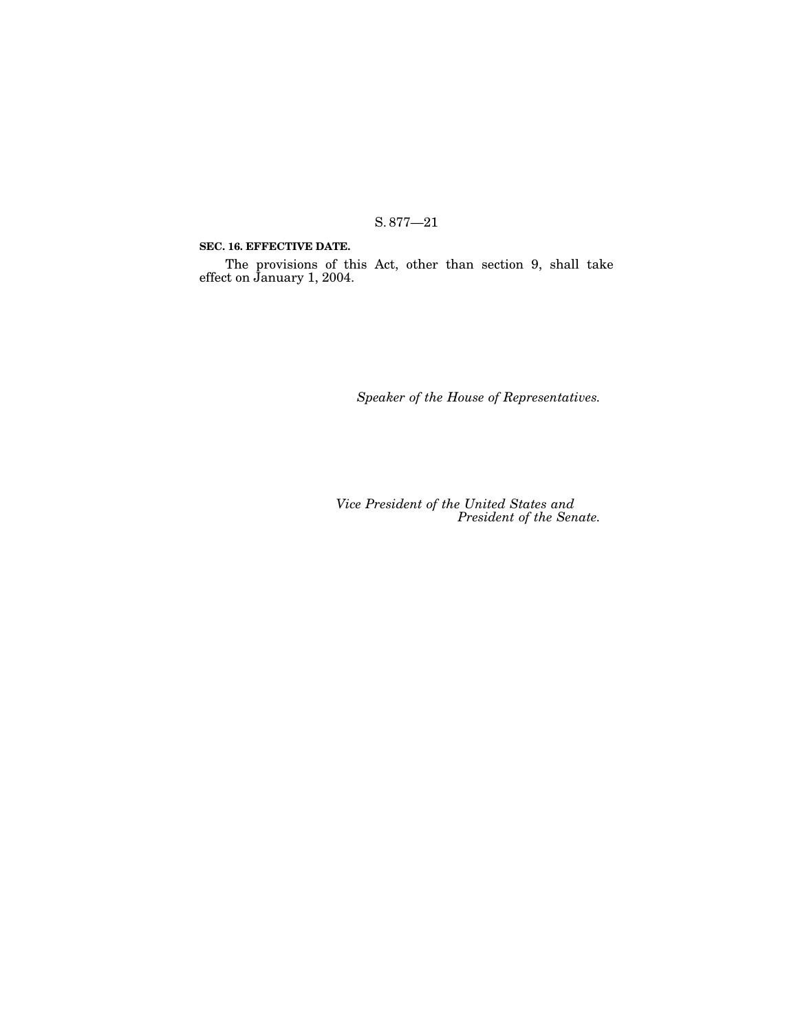**SEC. 16. EFFECTIVE DATE.**

The provisions of this Act, other than section 9, shall take effect on January 1, 2004.

*Speaker of the House of Representatives.*

*Vice President of the United States and President of the Senate.*